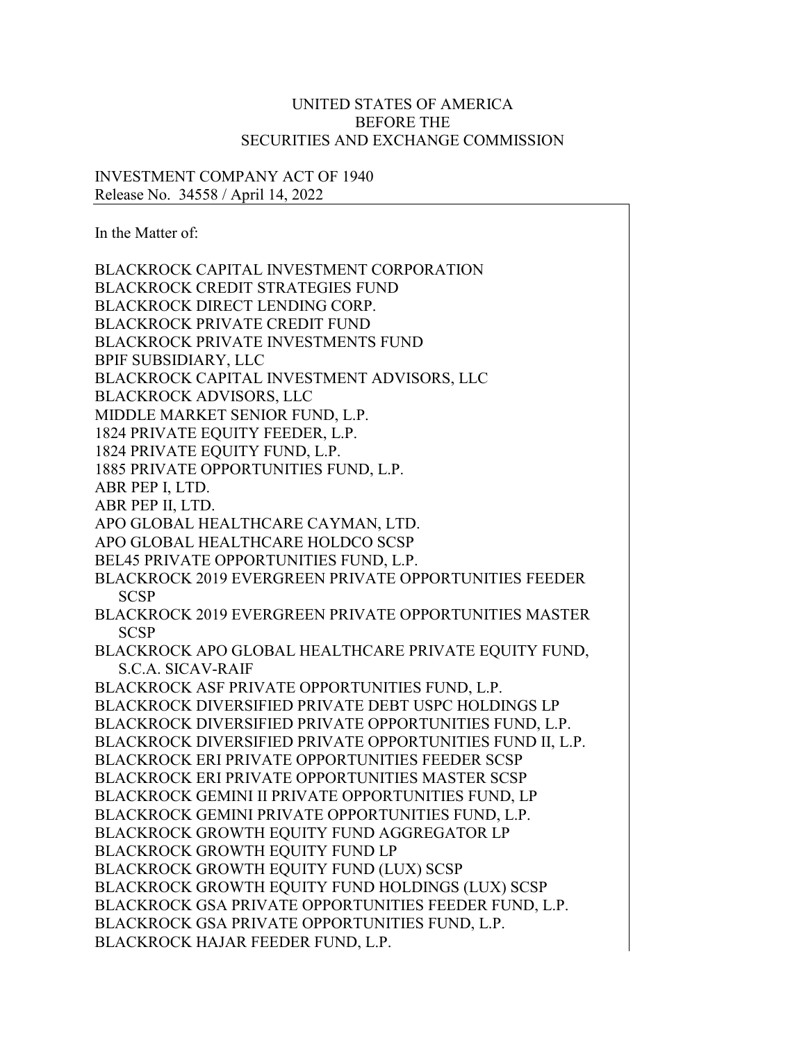UNITED STATES OF AMERICA
BEFORE THE
SECURITIES AND EXCHANGE COMMISSION

INVESTMENT COMPANY ACT OF 1940
Release No. 34558 / April 14, 2022

In the Matter of:

BLACKROCK CAPITAL INVESTMENT CORPORATION
BLACKROCK CREDIT STRATEGIES FUND
BLACKROCK DIRECT LENDING CORP.
BLACKROCK PRIVATE CREDIT FUND
BLACKROCK PRIVATE INVESTMENTS FUND
BPIF SUBSIDIARY, LLC
BLACKROCK CAPITAL INVESTMENT ADVISORS, LLC
BLACKROCK ADVISORS, LLC
MIDDLE MARKET SENIOR FUND, L.P.
1824 PRIVATE EQUITY FEEDER, L.P.
1824 PRIVATE EQUITY FUND, L.P.
1885 PRIVATE OPPORTUNITIES FUND, L.P.
ABR PEP I, LTD.
ABR PEP II, LTD.
APO GLOBAL HEALTHCARE CAYMAN, LTD.
APO GLOBAL HEALTHCARE HOLDCO SCSP
BEL45 PRIVATE OPPORTUNITIES FUND, L.P.
BLACKROCK 2019 EVERGREEN PRIVATE OPPORTUNITIES FEEDER SCSP
BLACKROCK 2019 EVERGREEN PRIVATE OPPORTUNITIES MASTER SCSP
BLACKROCK APO GLOBAL HEALTHCARE PRIVATE EQUITY FUND, S.C.A. SICAV-RAIF
BLACKROCK ASF PRIVATE OPPORTUNITIES FUND, L.P.
BLACKROCK DIVERSIFIED PRIVATE DEBT USPC HOLDINGS LP
BLACKROCK DIVERSIFIED PRIVATE OPPORTUNITIES FUND, L.P.
BLACKROCK DIVERSIFIED PRIVATE OPPORTUNITIES FUND II, L.P.
BLACKROCK ERI PRIVATE OPPORTUNITIES FEEDER SCSP
BLACKROCK ERI PRIVATE OPPORTUNITIES MASTER SCSP
BLACKROCK GEMINI II PRIVATE OPPORTUNITIES FUND, LP
BLACKROCK GEMINI PRIVATE OPPORTUNITIES FUND, L.P.
BLACKROCK GROWTH EQUITY FUND AGGREGATOR LP
BLACKROCK GROWTH EQUITY FUND LP
BLACKROCK GROWTH EQUITY FUND (LUX) SCSP
BLACKROCK GROWTH EQUITY FUND HOLDINGS (LUX) SCSP
BLACKROCK GSA PRIVATE OPPORTUNITIES FEEDER FUND, L.P.
BLACKROCK GSA PRIVATE OPPORTUNITIES FUND, L.P.
BLACKROCK HAJAR FEEDER FUND, L.P.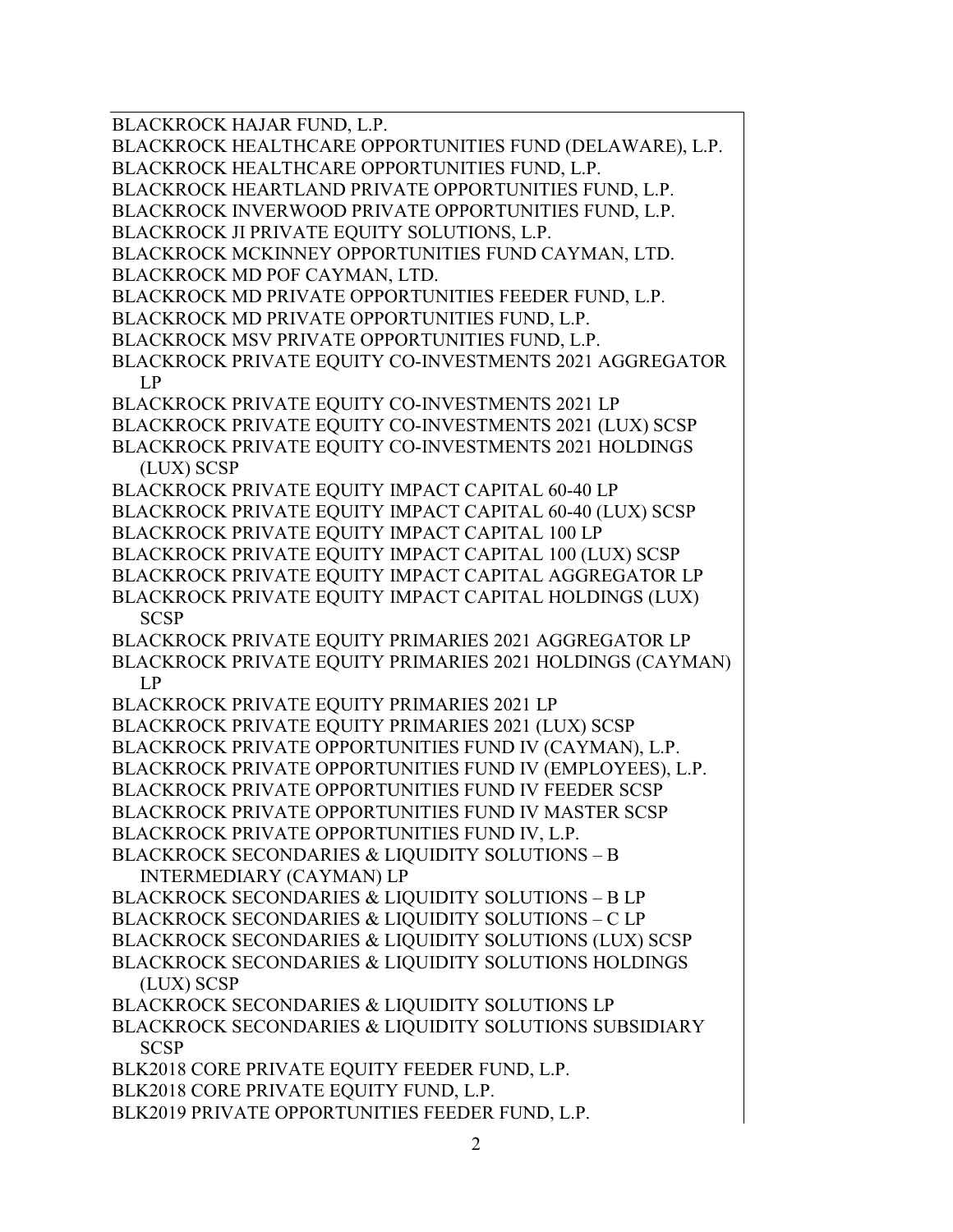BLACKROCK HAJAR FUND, L.P.
BLACKROCK HEALTHCARE OPPORTUNITIES FUND (DELAWARE), L.P.
BLACKROCK HEALTHCARE OPPORTUNITIES FUND, L.P.
BLACKROCK HEARTLAND PRIVATE OPPORTUNITIES FUND, L.P.
BLACKROCK INVERWOOD PRIVATE OPPORTUNITIES FUND, L.P.
BLACKROCK JI PRIVATE EQUITY SOLUTIONS, L.P.
BLACKROCK MCKINNEY OPPORTUNITIES FUND CAYMAN, LTD.
BLACKROCK MD POF CAYMAN, LTD.
BLACKROCK MD PRIVATE OPPORTUNITIES FEEDER FUND, L.P.
BLACKROCK MD PRIVATE OPPORTUNITIES FUND, L.P.
BLACKROCK MSV PRIVATE OPPORTUNITIES FUND, L.P.
BLACKROCK PRIVATE EQUITY CO-INVESTMENTS 2021 AGGREGATOR LP
BLACKROCK PRIVATE EQUITY CO-INVESTMENTS 2021 LP
BLACKROCK PRIVATE EQUITY CO-INVESTMENTS 2021 (LUX) SCSP
BLACKROCK PRIVATE EQUITY CO-INVESTMENTS 2021 HOLDINGS (LUX) SCSP
BLACKROCK PRIVATE EQUITY IMPACT CAPITAL 60-40 LP
BLACKROCK PRIVATE EQUITY IMPACT CAPITAL 60-40 (LUX) SCSP
BLACKROCK PRIVATE EQUITY IMPACT CAPITAL 100 LP
BLACKROCK PRIVATE EQUITY IMPACT CAPITAL 100 (LUX) SCSP
BLACKROCK PRIVATE EQUITY IMPACT CAPITAL AGGREGATOR LP
BLACKROCK PRIVATE EQUITY IMPACT CAPITAL HOLDINGS (LUX) SCSP
BLACKROCK PRIVATE EQUITY PRIMARIES 2021 AGGREGATOR LP
BLACKROCK PRIVATE EQUITY PRIMARIES 2021 HOLDINGS (CAYMAN) LP
BLACKROCK PRIVATE EQUITY PRIMARIES 2021 LP
BLACKROCK PRIVATE EQUITY PRIMARIES 2021 (LUX) SCSP
BLACKROCK PRIVATE OPPORTUNITIES FUND IV (CAYMAN), L.P.
BLACKROCK PRIVATE OPPORTUNITIES FUND IV (EMPLOYEES), L.P.
BLACKROCK PRIVATE OPPORTUNITIES FUND IV FEEDER SCSP
BLACKROCK PRIVATE OPPORTUNITIES FUND IV MASTER SCSP
BLACKROCK PRIVATE OPPORTUNITIES FUND IV, L.P.
BLACKROCK SECONDARIES & LIQUIDITY SOLUTIONS – B INTERMEDIARY (CAYMAN) LP
BLACKROCK SECONDARIES & LIQUIDITY SOLUTIONS – B LP
BLACKROCK SECONDARIES & LIQUIDITY SOLUTIONS – C LP
BLACKROCK SECONDARIES & LIQUIDITY SOLUTIONS (LUX) SCSP
BLACKROCK SECONDARIES & LIQUIDITY SOLUTIONS HOLDINGS (LUX) SCSP
BLACKROCK SECONDARIES & LIQUIDITY SOLUTIONS LP
BLACKROCK SECONDARIES & LIQUIDITY SOLUTIONS SUBSIDIARY SCSP
BLK2018 CORE PRIVATE EQUITY FEEDER FUND, L.P.
BLK2018 CORE PRIVATE EQUITY FUND, L.P.
BLK2019 PRIVATE OPPORTUNITIES FEEDER FUND, L.P.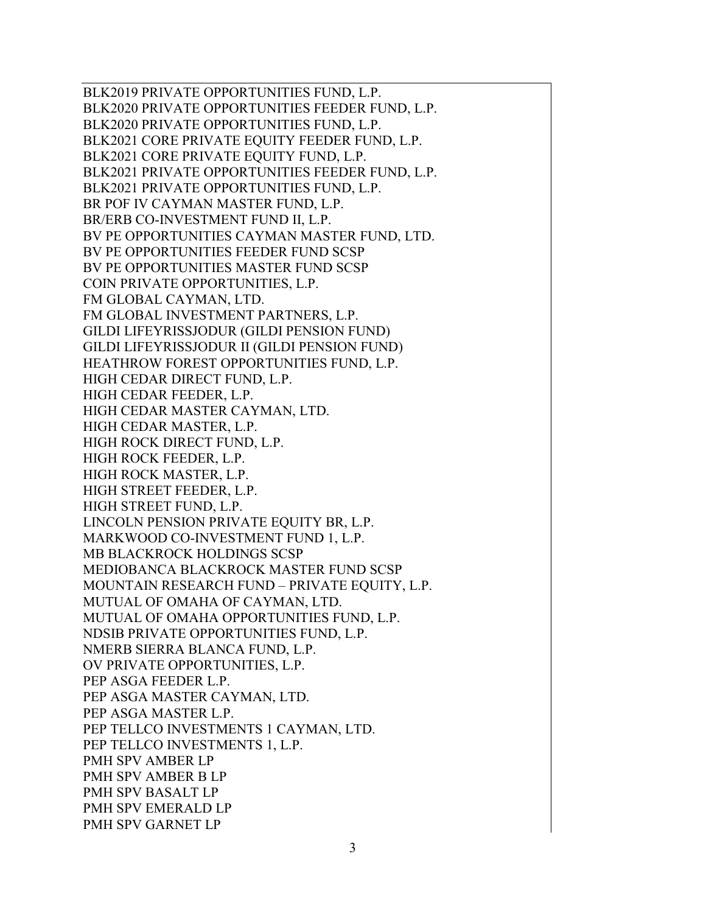BLK2019 PRIVATE OPPORTUNITIES FUND, L.P.
BLK2020 PRIVATE OPPORTUNITIES FEEDER FUND, L.P.
BLK2020 PRIVATE OPPORTUNITIES FUND, L.P.
BLK2021 CORE PRIVATE EQUITY FEEDER FUND, L.P.
BLK2021 CORE PRIVATE EQUITY FUND, L.P.
BLK2021 PRIVATE OPPORTUNITIES FEEDER FUND, L.P.
BLK2021 PRIVATE OPPORTUNITIES FUND, L.P.
BR POF IV CAYMAN MASTER FUND, L.P.
BR/ERB CO-INVESTMENT FUND II, L.P.
BV PE OPPORTUNITIES CAYMAN MASTER FUND, LTD.
BV PE OPPORTUNITIES FEEDER FUND SCSP
BV PE OPPORTUNITIES MASTER FUND SCSP
COIN PRIVATE OPPORTUNITIES, L.P.
FM GLOBAL CAYMAN, LTD.
FM GLOBAL INVESTMENT PARTNERS, L.P.
GILDI LIFEYRISSJODUR (GILDI PENSION FUND)
GILDI LIFEYRISSJODUR II (GILDI PENSION FUND)
HEATHROW FOREST OPPORTUNITIES FUND, L.P.
HIGH CEDAR DIRECT FUND, L.P.
HIGH CEDAR FEEDER, L.P.
HIGH CEDAR MASTER CAYMAN, LTD.
HIGH CEDAR MASTER, L.P.
HIGH ROCK DIRECT FUND, L.P.
HIGH ROCK FEEDER, L.P.
HIGH ROCK MASTER, L.P.
HIGH STREET FEEDER, L.P.
HIGH STREET FUND, L.P.
LINCOLN PENSION PRIVATE EQUITY BR, L.P.
MARKWOOD CO-INVESTMENT FUND 1, L.P.
MB BLACKROCK HOLDINGS SCSP
MEDIOBANCA BLACKROCK MASTER FUND SCSP
MOUNTAIN RESEARCH FUND – PRIVATE EQUITY, L.P.
MUTUAL OF OMAHA OF CAYMAN, LTD.
MUTUAL OF OMAHA OPPORTUNITIES FUND, L.P.
NDSIB PRIVATE OPPORTUNITIES FUND, L.P.
NMERB SIERRA BLANCA FUND, L.P.
OV PRIVATE OPPORTUNITIES, L.P.
PEP ASGA FEEDER L.P.
PEP ASGA MASTER CAYMAN, LTD.
PEP ASGA MASTER L.P.
PEP TELLCO INVESTMENTS 1 CAYMAN, LTD.
PEP TELLCO INVESTMENTS 1, L.P.
PMH SPV AMBER LP
PMH SPV AMBER B LP
PMH SPV BASALT LP
PMH SPV EMERALD LP
PMH SPV GARNET LP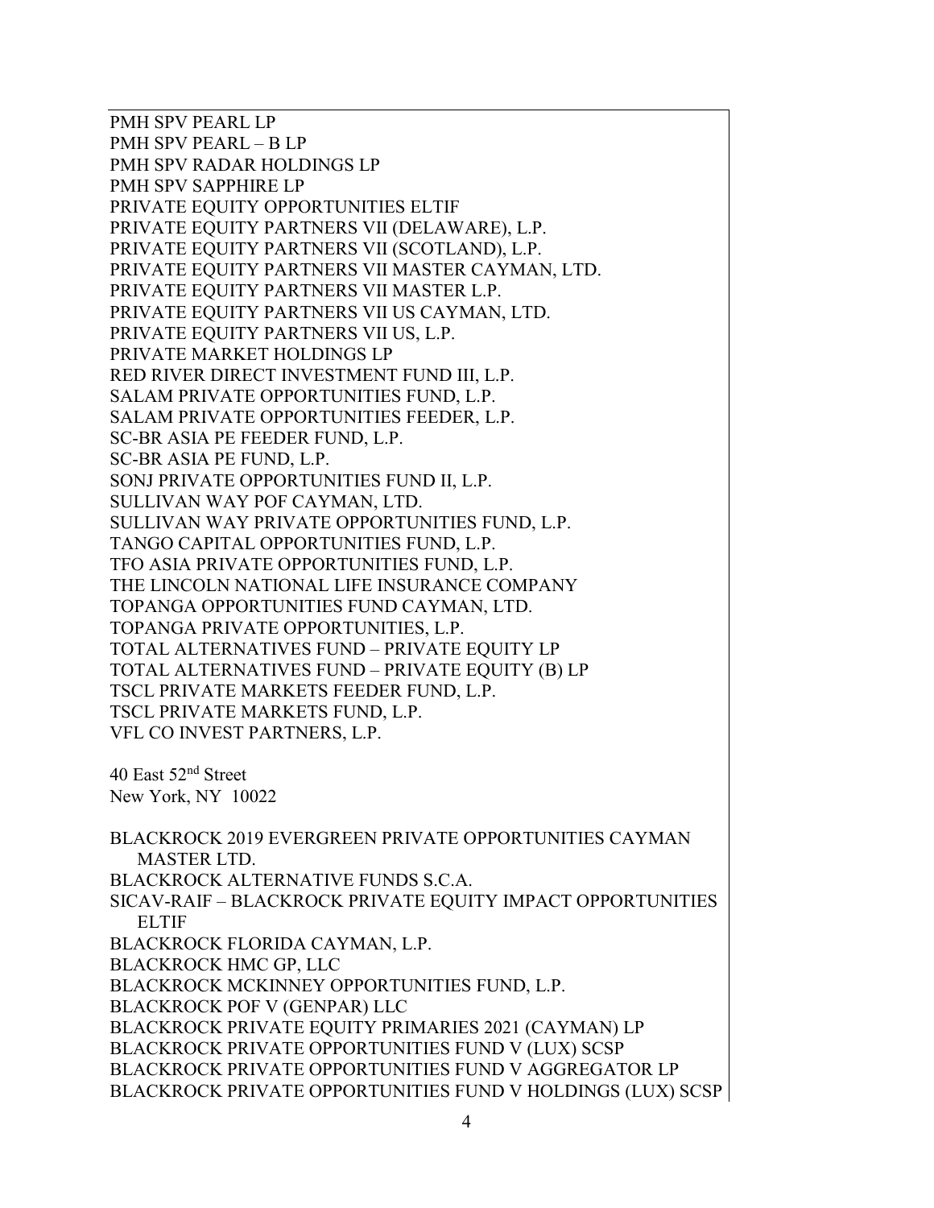PMH SPV PEARL LP
PMH SPV PEARL – B LP
PMH SPV RADAR HOLDINGS LP
PMH SPV SAPPHIRE LP
PRIVATE EQUITY OPPORTUNITIES ELTIF
PRIVATE EQUITY PARTNERS VII (DELAWARE), L.P.
PRIVATE EQUITY PARTNERS VII (SCOTLAND), L.P.
PRIVATE EQUITY PARTNERS VII MASTER CAYMAN, LTD.
PRIVATE EQUITY PARTNERS VII MASTER L.P.
PRIVATE EQUITY PARTNERS VII US CAYMAN, LTD.
PRIVATE EQUITY PARTNERS VII US, L.P.
PRIVATE MARKET HOLDINGS LP
RED RIVER DIRECT INVESTMENT FUND III, L.P.
SALAM PRIVATE OPPORTUNITIES FUND, L.P.
SALAM PRIVATE OPPORTUNITIES FEEDER, L.P.
SC-BR ASIA PE FEEDER FUND, L.P.
SC-BR ASIA PE FUND, L.P.
SONJ PRIVATE OPPORTUNITIES FUND II, L.P.
SULLIVAN WAY POF CAYMAN, LTD.
SULLIVAN WAY PRIVATE OPPORTUNITIES FUND, L.P.
TANGO CAPITAL OPPORTUNITIES FUND, L.P.
TFO ASIA PRIVATE OPPORTUNITIES FUND, L.P.
THE LINCOLN NATIONAL LIFE INSURANCE COMPANY
TOPANGA OPPORTUNITIES FUND CAYMAN, LTD.
TOPANGA PRIVATE OPPORTUNITIES, L.P.
TOTAL ALTERNATIVES FUND – PRIVATE EQUITY LP
TOTAL ALTERNATIVES FUND – PRIVATE EQUITY (B) LP
TSCL PRIVATE MARKETS FEEDER FUND, L.P.
TSCL PRIVATE MARKETS FUND, L.P.
VFL CO INVEST PARTNERS, L.P.

40 East 52nd Street
New York, NY 10022

BLACKROCK 2019 EVERGREEN PRIVATE OPPORTUNITIES CAYMAN MASTER LTD.
BLACKROCK ALTERNATIVE FUNDS S.C.A.
SICAV-RAIF – BLACKROCK PRIVATE EQUITY IMPACT OPPORTUNITIES ELTIF
BLACKROCK FLORIDA CAYMAN, L.P.
BLACKROCK HMC GP, LLC
BLACKROCK MCKINNEY OPPORTUNITIES FUND, L.P.
BLACKROCK POF V (GENPAR) LLC
BLACKROCK PRIVATE EQUITY PRIMARIES 2021 (CAYMAN) LP
BLACKROCK PRIVATE OPPORTUNITIES FUND V (LUX) SCSP
BLACKROCK PRIVATE OPPORTUNITIES FUND V AGGREGATOR LP
BLACKROCK PRIVATE OPPORTUNITIES FUND V HOLDINGS (LUX) SCSP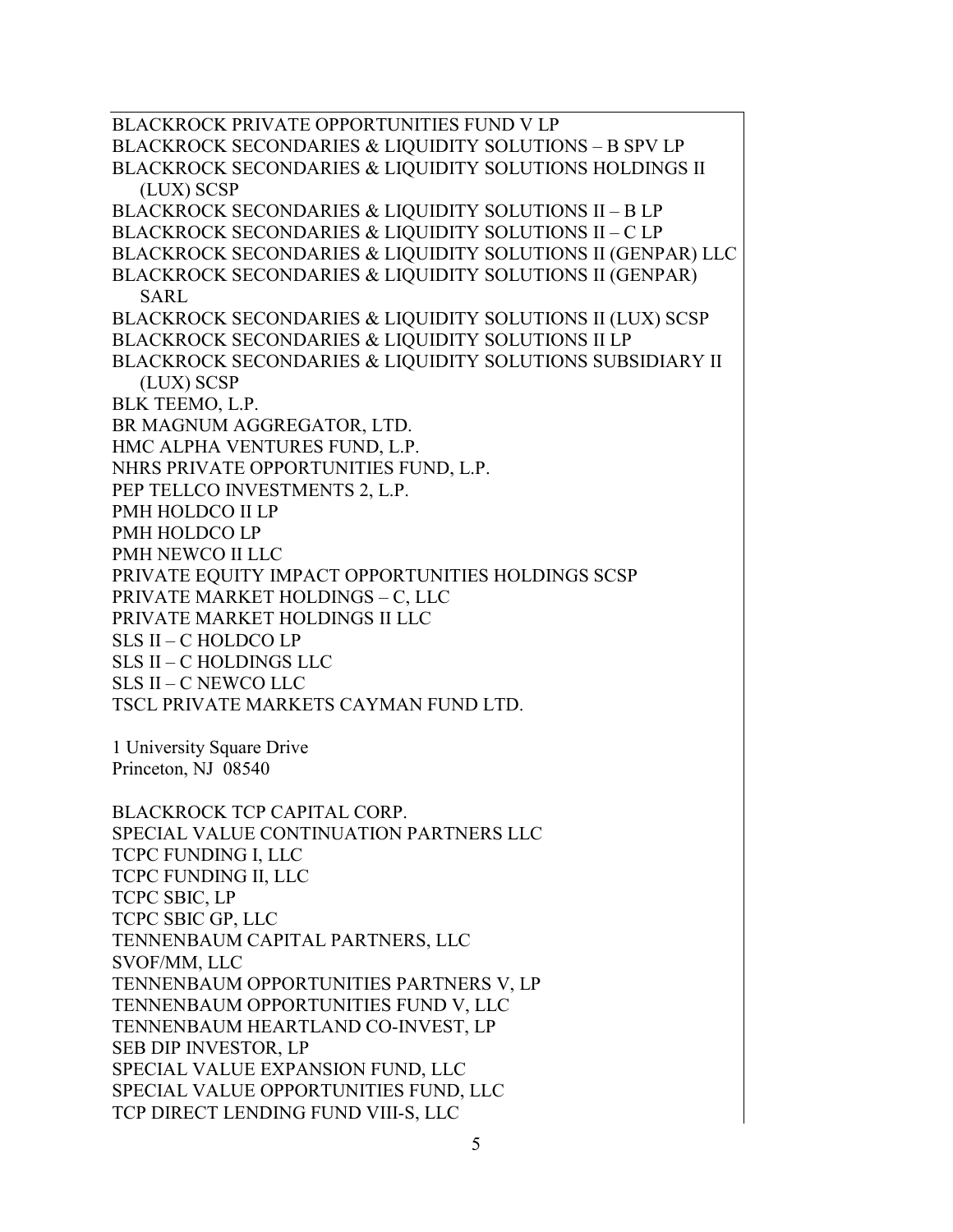BLACKROCK PRIVATE OPPORTUNITIES FUND V LP
BLACKROCK SECONDARIES & LIQUIDITY SOLUTIONS – B SPV LP
BLACKROCK SECONDARIES & LIQUIDITY SOLUTIONS HOLDINGS II (LUX) SCSP
BLACKROCK SECONDARIES & LIQUIDITY SOLUTIONS II – B LP
BLACKROCK SECONDARIES & LIQUIDITY SOLUTIONS II – C LP
BLACKROCK SECONDARIES & LIQUIDITY SOLUTIONS II (GENPAR) LLC
BLACKROCK SECONDARIES & LIQUIDITY SOLUTIONS II (GENPAR) SARL
BLACKROCK SECONDARIES & LIQUIDITY SOLUTIONS II (LUX) SCSP
BLACKROCK SECONDARIES & LIQUIDITY SOLUTIONS II LP
BLACKROCK SECONDARIES & LIQUIDITY SOLUTIONS SUBSIDIARY II (LUX) SCSP
BLK TEEMO, L.P.
BR MAGNUM AGGREGATOR, LTD.
HMC ALPHA VENTURES FUND, L.P.
NHRS PRIVATE OPPORTUNITIES FUND, L.P.
PEP TELLCO INVESTMENTS 2, L.P.
PMH HOLDCO II LP
PMH HOLDCO LP
PMH NEWCO II LLC
PRIVATE EQUITY IMPACT OPPORTUNITIES HOLDINGS SCSP
PRIVATE MARKET HOLDINGS – C, LLC
PRIVATE MARKET HOLDINGS II LLC
SLS II – C HOLDCO LP
SLS II – C HOLDINGS LLC
SLS II – C NEWCO LLC
TSCL PRIVATE MARKETS CAYMAN FUND LTD.

1 University Square Drive
Princeton, NJ 08540

BLACKROCK TCP CAPITAL CORP.
SPECIAL VALUE CONTINUATION PARTNERS LLC
TCPC FUNDING I, LLC
TCPC FUNDING II, LLC
TCPC SBIC, LP
TCPC SBIC GP, LLC
TENNENBAUM CAPITAL PARTNERS, LLC
SVOF/MM, LLC
TENNENBAUM OPPORTUNITIES PARTNERS V, LP
TENNENBAUM OPPORTUNITIES FUND V, LLC
TENNENBAUM HEARTLAND CO-INVEST, LP
SEB DIP INVESTOR, LP
SPECIAL VALUE EXPANSION FUND, LLC
SPECIAL VALUE OPPORTUNITIES FUND, LLC
TCP DIRECT LENDING FUND VIII-S, LLC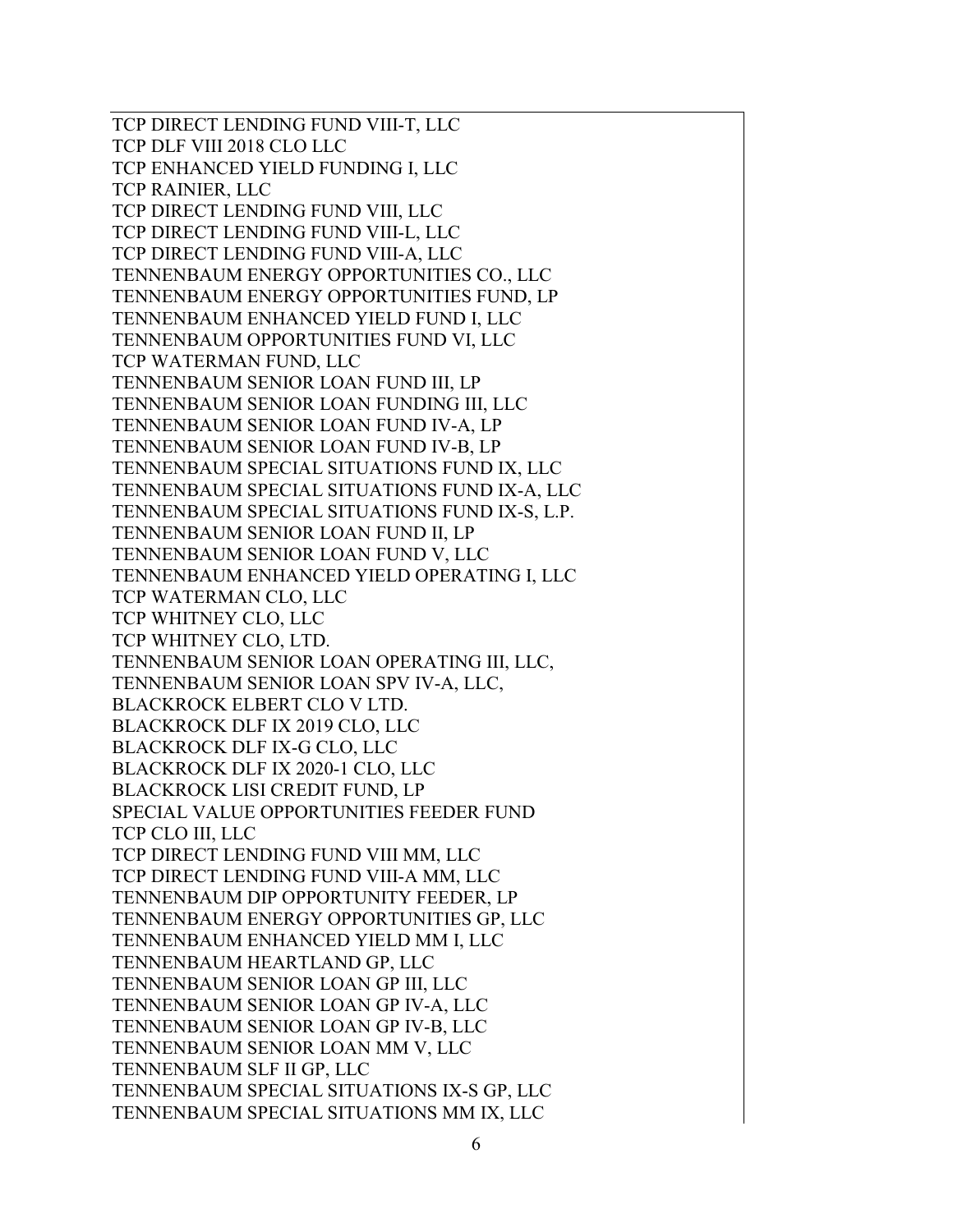TCP DIRECT LENDING FUND VIII-T, LLC  
TCP DLF VIII 2018 CLO LLC  
TCP ENHANCED YIELD FUNDING I, LLC  
TCP RAINIER, LLC  
TCP DIRECT LENDING FUND VIII, LLC  
TCP DIRECT LENDING FUND VIII-L, LLC  
TCP DIRECT LENDING FUND VIII-A, LLC  
TENNENBAUM ENERGY OPPORTUNITIES CO., LLC  
TENNENBAUM ENERGY OPPORTUNITIES FUND, LP  
TENNENBAUM ENHANCED YIELD FUND I, LLC  
TENNENBAUM OPPORTUNITIES FUND VI, LLC  
TCP WATERMAN FUND, LLC  
TENNENBAUM SENIOR LOAN FUND III, LP  
TENNENBAUM SENIOR LOAN FUNDING III, LLC  
TENNENBAUM SENIOR LOAN FUND IV-A, LP  
TENNENBAUM SENIOR LOAN FUND IV-B, LP  
TENNENBAUM SPECIAL SITUATIONS FUND IX, LLC  
TENNENBAUM SPECIAL SITUATIONS FUND IX-A, LLC  
TENNENBAUM SPECIAL SITUATIONS FUND IX-S, L.P.  
TENNENBAUM SENIOR LOAN FUND II, LP  
TENNENBAUM SENIOR LOAN FUND V, LLC  
TENNENBAUM ENHANCED YIELD OPERATING I, LLC  
TCP WATERMAN CLO, LLC  
TCP WHITNEY CLO, LLC  
TCP WHITNEY CLO, LTD.  
TENNENBAUM SENIOR LOAN OPERATING III, LLC,  
TENNENBAUM SENIOR LOAN SPV IV-A, LLC,  
BLACKROCK ELBERT CLO V LTD.  
BLACKROCK DLF IX 2019 CLO, LLC  
BLACKROCK DLF IX-G CLO, LLC  
BLACKROCK DLF IX 2020-1 CLO, LLC  
BLACKROCK LISI CREDIT FUND, LP  
SPECIAL VALUE OPPORTUNITIES FEEDER FUND  
TCP CLO III, LLC  
TCP DIRECT LENDING FUND VIII MM, LLC  
TCP DIRECT LENDING FUND VIII-A MM, LLC  
TENNENBAUM DIP OPPORTUNITY FEEDER, LP  
TENNENBAUM ENERGY OPPORTUNITIES GP, LLC  
TENNENBAUM ENHANCED YIELD MM I, LLC  
TENNENBAUM HEARTLAND GP, LLC  
TENNENBAUM SENIOR LOAN GP III, LLC  
TENNENBAUM SENIOR LOAN GP IV-A, LLC  
TENNENBAUM SENIOR LOAN GP IV-B, LLC  
TENNENBAUM SENIOR LOAN MM V, LLC  
TENNENBAUM SLF II GP, LLC  
TENNENBAUM SPECIAL SITUATIONS IX-S GP, LLC  
TENNENBAUM SPECIAL SITUATIONS MM IX, LLC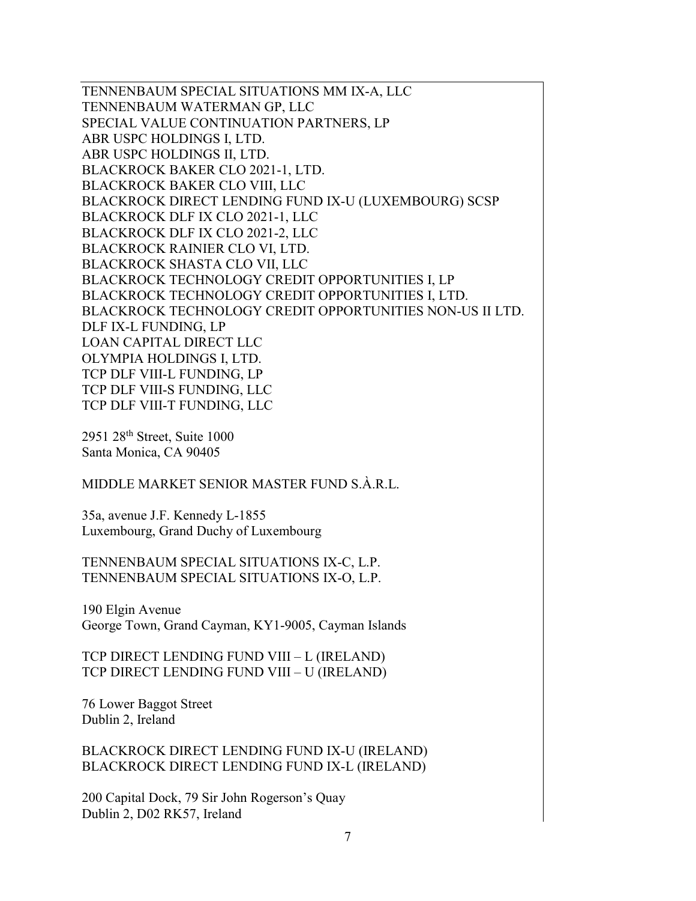TENNENBAUM SPECIAL SITUATIONS MM IX-A, LLC
TENNENBAUM WATERMAN GP, LLC
SPECIAL VALUE CONTINUATION PARTNERS, LP
ABR USPC HOLDINGS I, LTD.
ABR USPC HOLDINGS II, LTD.
BLACKROCK BAKER CLO 2021-1, LTD.
BLACKROCK BAKER CLO VIII, LLC
BLACKROCK DIRECT LENDING FUND IX-U (LUXEMBOURG) SCSP
BLACKROCK DLF IX CLO 2021-1, LLC
BLACKROCK DLF IX CLO 2021-2, LLC
BLACKROCK RAINIER CLO VI, LTD.
BLACKROCK SHASTA CLO VII, LLC
BLACKROCK TECHNOLOGY CREDIT OPPORTUNITIES I, LP
BLACKROCK TECHNOLOGY CREDIT OPPORTUNITIES I, LTD.
BLACKROCK TECHNOLOGY CREDIT OPPORTUNITIES NON-US II LTD.
DLF IX-L FUNDING, LP
LOAN CAPITAL DIRECT LLC
OLYMPIA HOLDINGS I, LTD.
TCP DLF VIII-L FUNDING, LP
TCP DLF VIII-S FUNDING, LLC
TCP DLF VIII-T FUNDING, LLC

2951 28th Street, Suite 1000
Santa Monica, CA 90405

MIDDLE MARKET SENIOR MASTER FUND S.À.R.L.

35a, avenue J.F. Kennedy L-1855
Luxembourg, Grand Duchy of Luxembourg

TENNENBAUM SPECIAL SITUATIONS IX-C, L.P.
TENNENBAUM SPECIAL SITUATIONS IX-O, L.P.

190 Elgin Avenue
George Town, Grand Cayman, KY1-9005, Cayman Islands

TCP DIRECT LENDING FUND VIII – L (IRELAND)
TCP DIRECT LENDING FUND VIII – U (IRELAND)

76 Lower Baggot Street
Dublin 2, Ireland

BLACKROCK DIRECT LENDING FUND IX-U (IRELAND)
BLACKROCK DIRECT LENDING FUND IX-L (IRELAND)

200 Capital Dock, 79 Sir John Rogerson's Quay
Dublin 2, D02 RK57, Ireland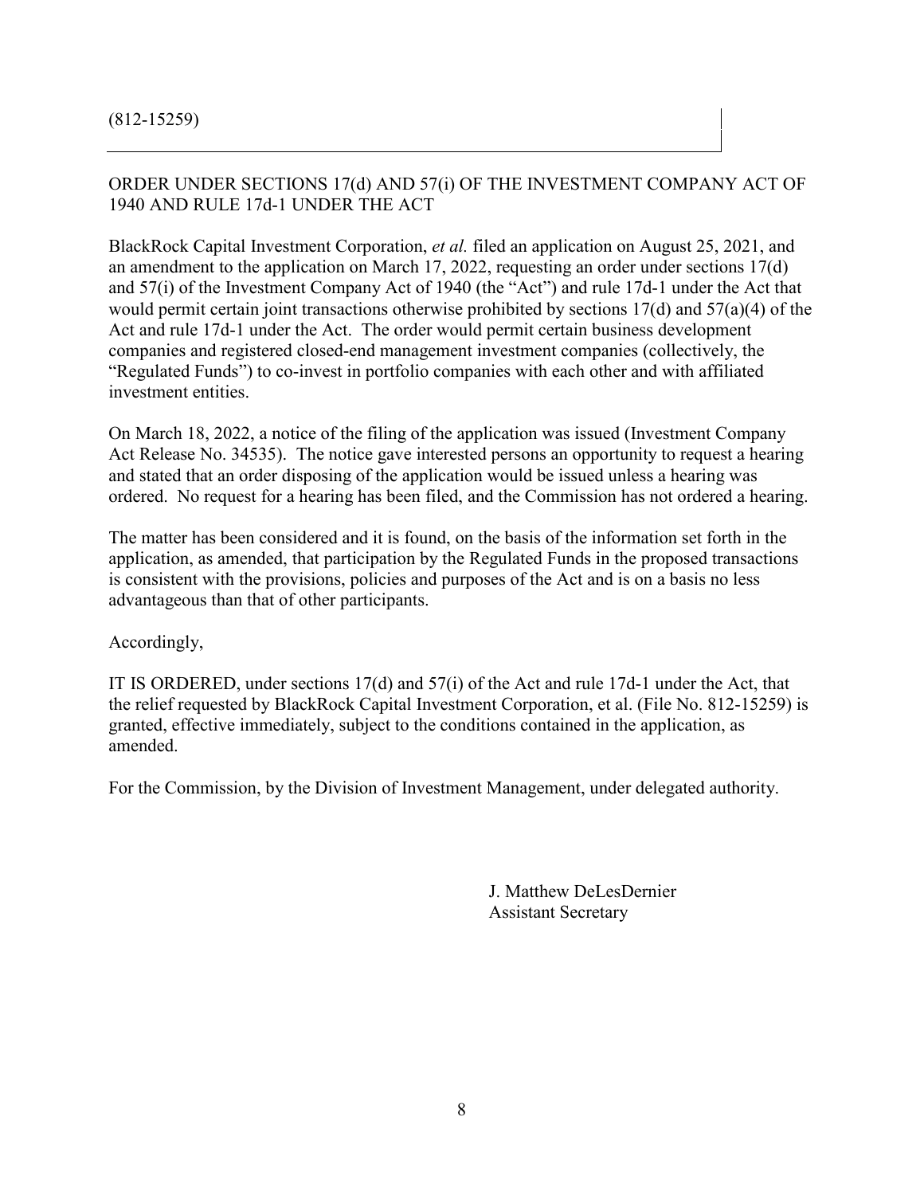(812-15259)

ORDER UNDER SECTIONS 17(d) AND 57(i) OF THE INVESTMENT COMPANY ACT OF 1940 AND RULE 17d-1 UNDER THE ACT

BlackRock Capital Investment Corporation, *et al.* filed an application on August 25, 2021, and an amendment to the application on March 17, 2022, requesting an order under sections 17(d) and 57(i) of the Investment Company Act of 1940 (the "Act") and rule 17d-1 under the Act that would permit certain joint transactions otherwise prohibited by sections 17(d) and 57(a)(4) of the Act and rule 17d-1 under the Act. The order would permit certain business development companies and registered closed-end management investment companies (collectively, the "Regulated Funds") to co-invest in portfolio companies with each other and with affiliated investment entities.

On March 18, 2022, a notice of the filing of the application was issued (Investment Company Act Release No. 34535). The notice gave interested persons an opportunity to request a hearing and stated that an order disposing of the application would be issued unless a hearing was ordered. No request for a hearing has been filed, and the Commission has not ordered a hearing.

The matter has been considered and it is found, on the basis of the information set forth in the application, as amended, that participation by the Regulated Funds in the proposed transactions is consistent with the provisions, policies and purposes of the Act and is on a basis no less advantageous than that of other participants.

Accordingly,

IT IS ORDERED, under sections 17(d) and 57(i) of the Act and rule 17d-1 under the Act, that the relief requested by BlackRock Capital Investment Corporation, et al. (File No. 812-15259) is granted, effective immediately, subject to the conditions contained in the application, as amended.

For the Commission, by the Division of Investment Management, under delegated authority.

J. Matthew DeLesDernier
Assistant Secretary